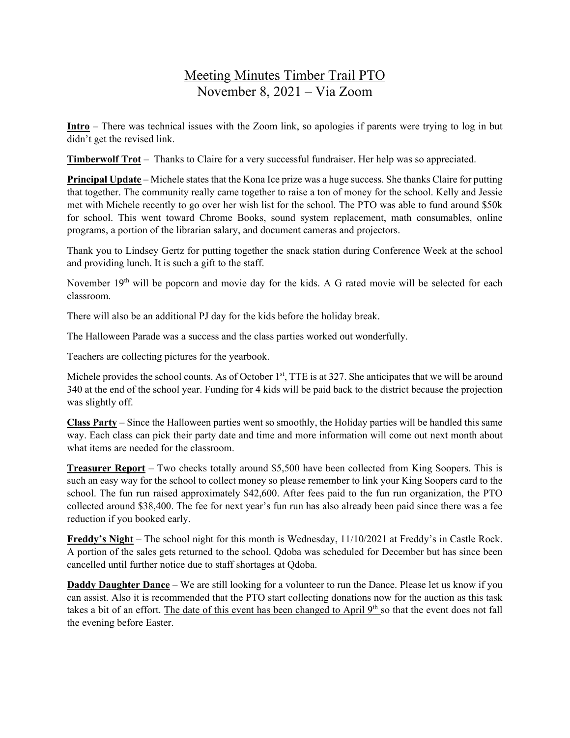# Meeting Minutes Timber Trail PTO

November 8, 2021 – Via Zoom

**Intro** – There was technical issues with the Zoom link, so apologies if parents were trying to log in but didn't get the revised link.

**Timberwolf Trot** – Thanks to Claire for a very successful fundraiser. Her help was so appreciated.

**Principal Update** – Michele states that the Kona Ice prize was a huge success. She thanks Claire for putting that together. The community really came together to raise a ton of money for the school. Kelly and Jessie met with Michele recently to go over her wish list for the school. The PTO was able to fund around $50k for school. This went toward Chrome Books, sound system replacement, math consumables, online programs, a portion of the librarian salary, and document cameras and projectors.

Thank you to Lindsey Gertz for putting together the snack station during Conference Week at the school and providing lunch. It is such a gift to the staff.

November 19th will be popcorn and movie day for the kids. A G rated movie will be selected for each classroom.

There will also be an additional PJ day for the kids before the holiday break.

The Halloween Parade was a success and the class parties worked out wonderfully.

Teachers are collecting pictures for the yearbook.

Michele provides the school counts. As of October 1st, TTE is at 327. She anticipates that we will be around 340 at the end of the school year. Funding for 4 kids will be paid back to the district because the projection was slightly off.

**Class Party** – Since the Halloween parties went so smoothly, the Holiday parties will be handled this same way. Each class can pick their party date and time and more information will come out next month about what items are needed for the classroom.

**Treasurer Report** – Two checks totally around $5,500 have been collected from King Soopers. This is such an easy way for the school to collect money so please remember to link your King Soopers card to the school. The fun run raised approximately $42,600. After fees paid to the fun run organization, the PTO collected around $38,400. The fee for next year's fun run has also already been paid since there was a fee reduction if you booked early.

**Freddy's Night** – The school night for this month is Wednesday, 11/10/2021 at Freddy's in Castle Rock. A portion of the sales gets returned to the school. Qdoba was scheduled for December but has since been cancelled until further notice due to staff shortages at Qdoba.

**Daddy Daughter Dance** – We are still looking for a volunteer to run the Dance. Please let us know if you can assist. Also it is recommended that the PTO start collecting donations now for the auction as this task takes a bit of an effort. The date of this event has been changed to April 9th so that the event does not fall the evening before Easter.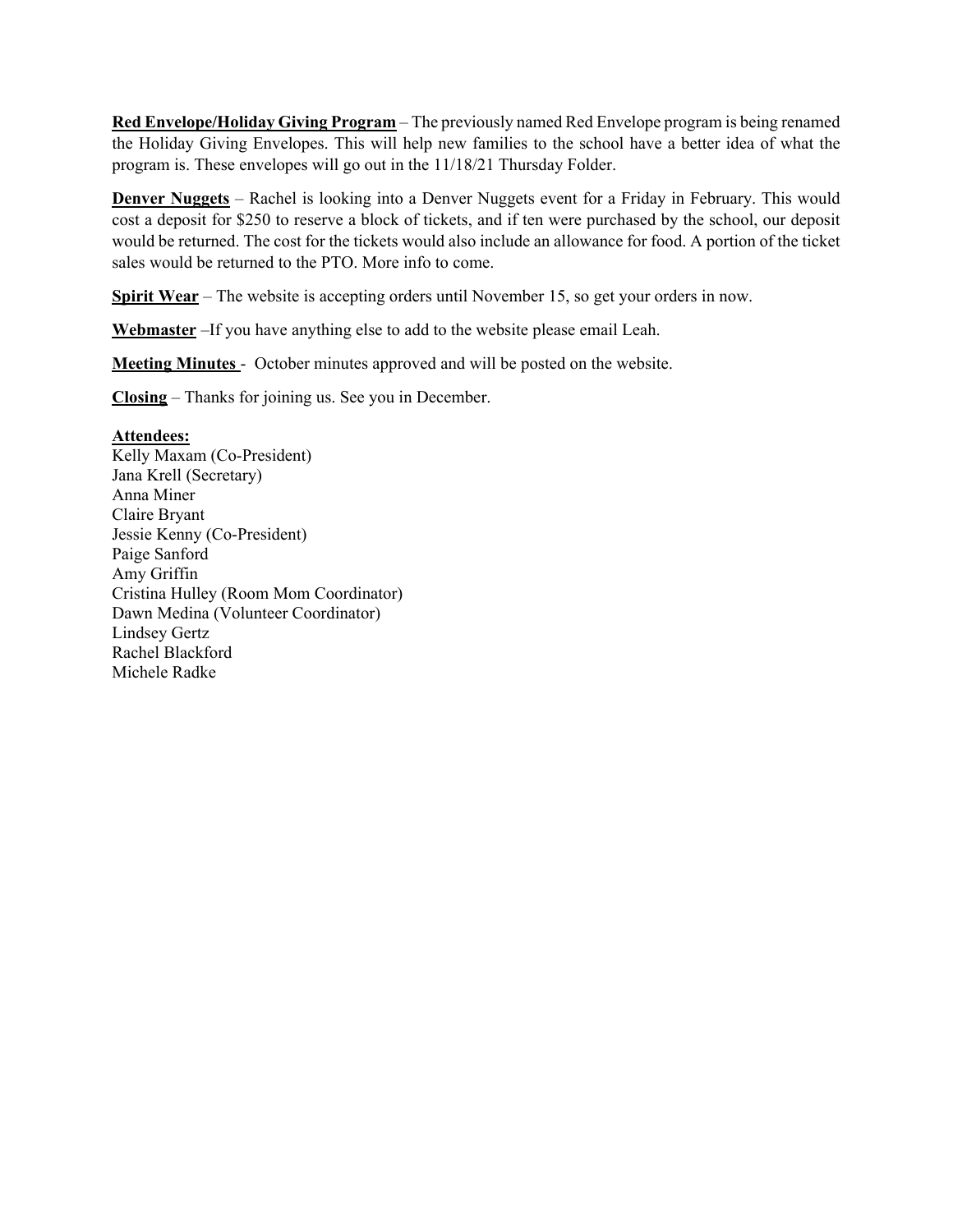**Red Envelope/Holiday Giving Program** – The previously named Red Envelope program is being renamed the Holiday Giving Envelopes. This will help new families to the school have a better idea of what the program is. These envelopes will go out in the 11/18/21 Thursday Folder.

**Denver Nuggets** – Rachel is looking into a Denver Nuggets event for a Friday in February. This would cost a deposit for $250 to reserve a block of tickets, and if ten were purchased by the school, our deposit would be returned. The cost for the tickets would also include an allowance for food. A portion of the ticket sales would be returned to the PTO. More info to come.

**Spirit Wear** – The website is accepting orders until November 15, so get your orders in now.

**Webmaster** –If you have anything else to add to the website please email Leah.

**Meeting Minutes** - October minutes approved and will be posted on the website.

**Closing** – Thanks for joining us. See you in December.

**Attendees:**

Kelly Maxam (Co-President)
Jana Krell (Secretary)
Anna Miner
Claire Bryant
Jessie Kenny (Co-President)
Paige Sanford
Amy Griffin
Cristina Hulley (Room Mom Coordinator)
Dawn Medina (Volunteer Coordinator)
Lindsey Gertz
Rachel Blackford
Michele Radke